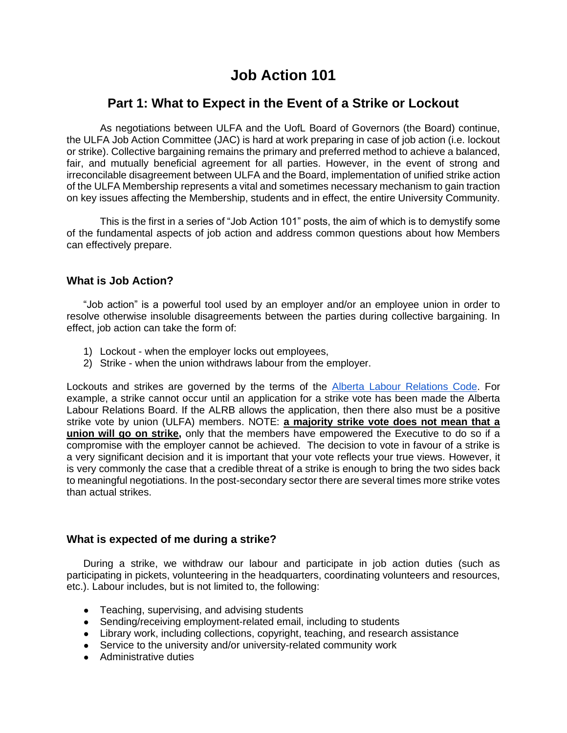# Job Action 101

## Part 1: What to Expect in the Event of a Strike or Lockout

As negotiations between ULFA and the UofL Board of Governors (the Board) continue, the ULFA Job Action Committee (JAC) is hard at work preparing in case of job action (i.e. lockout or strike). Collective bargaining remains the primary and preferred method to achieve a balanced, fair, and mutually beneficial agreement for all parties. However, in the event of strong and irreconcilable disagreement between ULFA and the Board, implementation of unified strike action of the ULFA Membership represents a vital and sometimes necessary mechanism to gain traction on key issues affecting the Membership, students and in effect, the entire University Community.

This is the first in a series of "Job Action 101" posts, the aim of which is to demystify some of the fundamental aspects of job action and address common questions about how Members can effectively prepare.

### What is Job Action?

"Job action" is a powerful tool used by an employer and/or an employee union in order to resolve otherwise insoluble disagreements between the parties during collective bargaining. In effect, job action can take the form of:

1) Lockout - when the employer locks out employees,
2) Strike - when the union withdraws labour from the employer.

Lockouts and strikes are governed by the terms of the [Alberta Labour Relations Code](). For example, a strike cannot occur until an application for a strike vote has been made the Alberta Labour Relations Board. If the ALRB allows the application, then there also must be a positive strike vote by union (ULFA) members. NOTE: **a majority strike vote does not mean that a union will go on strike,** only that the members have empowered the Executive to do so if a compromise with the employer cannot be achieved. The decision to vote in favour of a strike is a very significant decision and it is important that your vote reflects your true views. However, it is very commonly the case that a credible threat of a strike is enough to bring the two sides back to meaningful negotiations. In the post-secondary sector there are several times more strike votes than actual strikes.

### What is expected of me during a strike?

During a strike, we withdraw our labour and participate in job action duties (such as participating in pickets, volunteering in the headquarters, coordinating volunteers and resources, etc.). Labour includes, but is not limited to, the following:

- Teaching, supervising, and advising students
- Sending/receiving employment-related email, including to students
- Library work, including collections, copyright, teaching, and research assistance
- Service to the university and/or university-related community work
- Administrative duties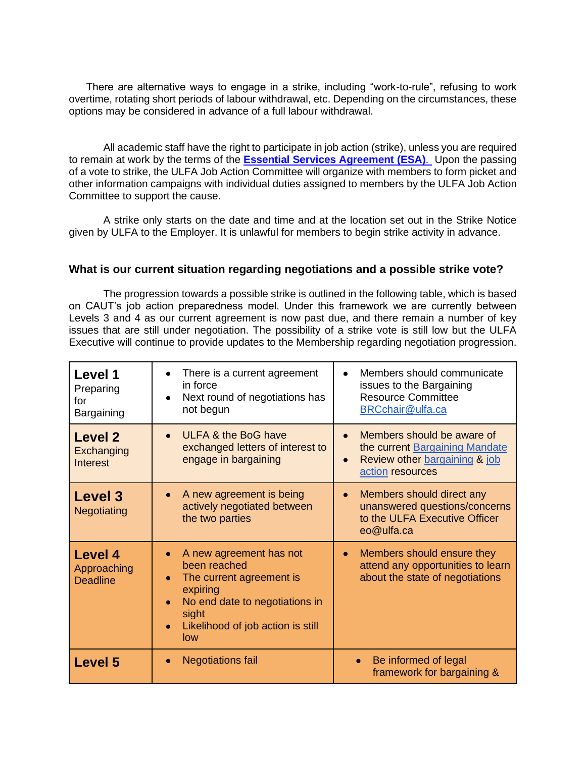There are alternative ways to engage in a strike, including "work-to-rule", refusing to work overtime, rotating short periods of labour withdrawal, etc. Depending on the circumstances, these options may be considered in advance of a full labour withdrawal.

All academic staff have the right to participate in job action (strike), unless you are required to remain at work by the terms of the **Essential Services Agreement (ESA).** Upon the passing of a vote to strike, the ULFA Job Action Committee will organize with members to form picket and other information campaigns with individual duties assigned to members by the ULFA Job Action Committee to support the cause.

A strike only starts on the date and time and at the location set out in the Strike Notice given by ULFA to the Employer. It is unlawful for members to begin strike activity in advance.

### What is our current situation regarding negotiations and a possible strike vote?

The progression towards a possible strike is outlined in the following table, which is based on CAUT's job action preparedness model. Under this framework we are currently between Levels 3 and 4 as our current agreement is now past due, and there remain a number of key issues that are still under negotiation. The possibility of a strike vote is still low but the ULFA Executive will continue to provide updates to the Membership regarding negotiation progression.

| | | |
|---|---|---|
| **Level 1** Preparing for Bargaining | • There is a current agreement in force<br>• Next round of negotiations has not begun | • Members should communicate issues to the Bargaining Resource Committee BRCchair@ulfa.ca |
| **Level 2** Exchanging Interest | • ULFA & the BoG have exchanged letters of interest to engage in bargaining | • Members should be aware of the current Bargaining Mandate<br>• Review other bargaining & job action resources |
| **Level 3** Negotiating | • A new agreement is being actively negotiated between the two parties | • Members should direct any unanswered questions/concerns to the ULFA Executive Officer eo@ulfa.ca |
| **Level 4** Approaching Deadline | • A new agreement has not been reached<br>• The current agreement is expiring<br>• No end date to negotiations in sight<br>• Likelihood of job action is still low | • Members should ensure they attend any opportunities to learn about the state of negotiations |
| **Level 5** | • Negotiations fail | • Be informed of legal framework for bargaining & |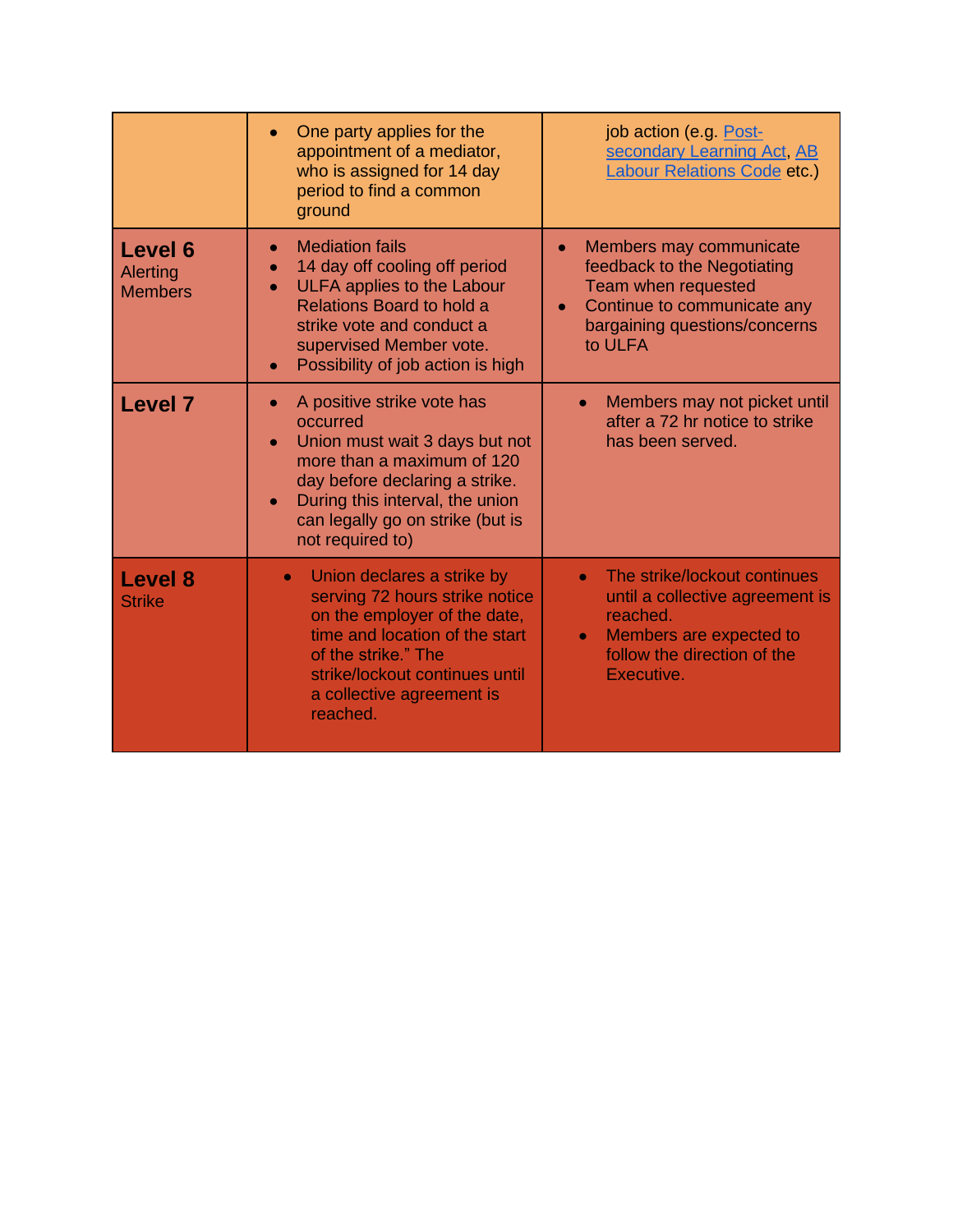| | | |
|---|---|---|
| | • One party applies for the appointment of a mediator, who is assigned for 14 day period to find a common ground | job action (e.g. [Post-secondary Learning Act](), [AB Labour Relations Code]() etc.) |
| **Level 6** Alerting Members | • Mediation fails<br>• 14 day off cooling off period<br>• ULFA applies to the Labour Relations Board to hold a strike vote and conduct a supervised Member vote.<br>• Possibility of job action is high | • Members may communicate feedback to the Negotiating Team when requested<br>• Continue to communicate any bargaining questions/concerns to ULFA |
| **Level 7** | • A positive strike vote has occurred<br>• Union must wait 3 days but not more than a maximum of 120 day before declaring a strike.<br>• During this interval, the union can legally go on strike (but is not required to) | • Members may not picket until after a 72 hr notice to strike has been served. |
| **Level 8** Strike | • Union declares a strike by serving 72 hours strike notice on the employer of the date, time and location of the start of the strike." The strike/lockout continues until a collective agreement is reached. | • The strike/lockout continues until a collective agreement is reached.<br>• Members are expected to follow the direction of the Executive. |